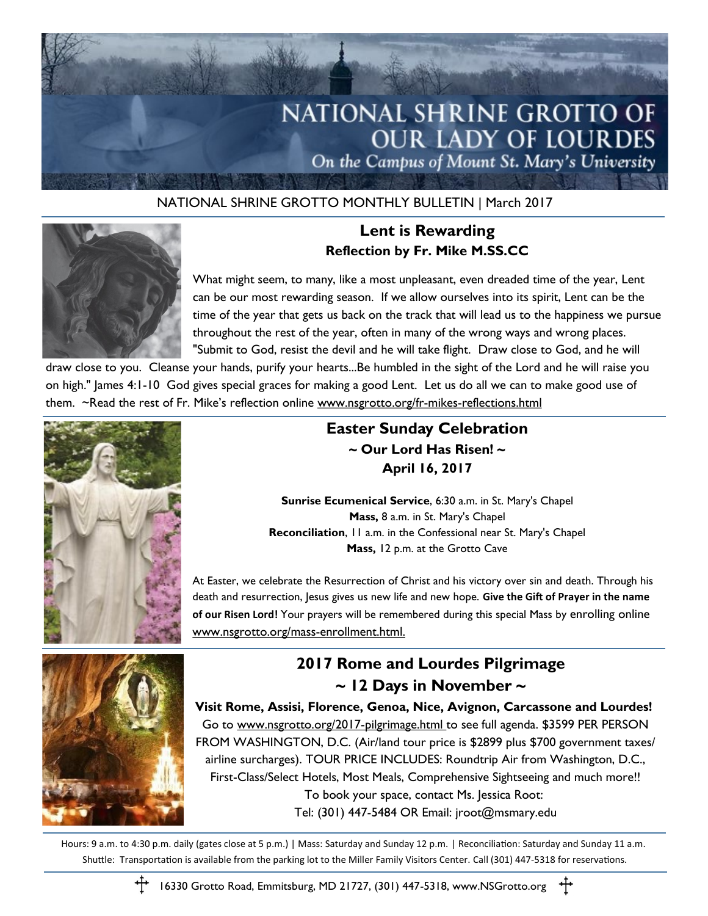# NATIONAL SHRINE GROTTO OF OUR LADY OF LOURDES

*On the Campus of Mount St. Mary's University*

NATIONAL SHRINE GROTTO MONTHLY BULLETIN | March 2017

## Lent is Rewarding

### Reflection by Fr. Mike M.SS.CC

What might seem, to many, like a most unpleasant, even dreaded time of the year, Lent can be our most rewarding season. If we allow ourselves into its spirit, Lent can be the time of the year that gets us back on the track that will lead us to the happiness we pursue throughout the rest of the year, often in many of the wrong ways and wrong places. "Submit to God, resist the devil and he will take flight. Draw close to God, and he will draw close to you. Cleanse your hands, purify your hearts...Be humbled in the sight of the Lord and he will raise you on high." James 4:1-10 God gives special graces for making a good Lent. Let us do all we can to make good use of them. ~Read the rest of Fr. Mike's reflection online www.nsgrotto.org/fr-mikes-reflections.html

## Easter Sunday Celebration

### ~ Our Lord Has Risen! ~

### April 16, 2017

**Sunrise Ecumenical Service**, 6:30 a.m. in St. Mary's Chapel
**Mass,** 8 a.m. in St. Mary's Chapel
**Reconciliation**, 11 a.m. in the Confessional near St. Mary's Chapel
**Mass,** 12 p.m. at the Grotto Cave

At Easter, we celebrate the Resurrection of Christ and his victory over sin and death. Through his death and resurrection, Jesus gives us new life and new hope. **Give the Gift of Prayer in the name of our Risen Lord!** Your prayers will be remembered during this special Mass by enrolling online www.nsgrotto.org/mass-enrollment.html.

## 2017 Rome and Lourdes Pilgrimage

### ~ 12 Days in November ~

**Visit Rome, Assisi, Florence, Genoa, Nice, Avignon, Carcassone and Lourdes!**

Go to www.nsgrotto.org/2017-pilgrimage.html to see full agenda. $3599 PER PERSON FROM WASHINGTON, D.C. (Air/land tour price is $2899 plus $700 government taxes/ airline surcharges). TOUR PRICE INCLUDES: Roundtrip Air from Washington, D.C., First-Class/Select Hotels, Most Meals, Comprehensive Sightseeing and much more!!
To book your space, contact Ms. Jessica Root:
Tel: (301) 447-5484 OR Email: jroot@msmary.edu

Hours: 9 a.m. to 4:30 p.m. daily (gates close at 5 p.m.) | Mass: Saturday and Sunday 12 p.m. | Reconciliation: Saturday and Sunday 11 a.m.
Shuttle: Transportation is available from the parking lot to the Miller Family Visitors Center. Call (301) 447-5318 for reservations.

16330 Grotto Road, Emmitsburg, MD 21727, (301) 447-5318, www.NSGrotto.org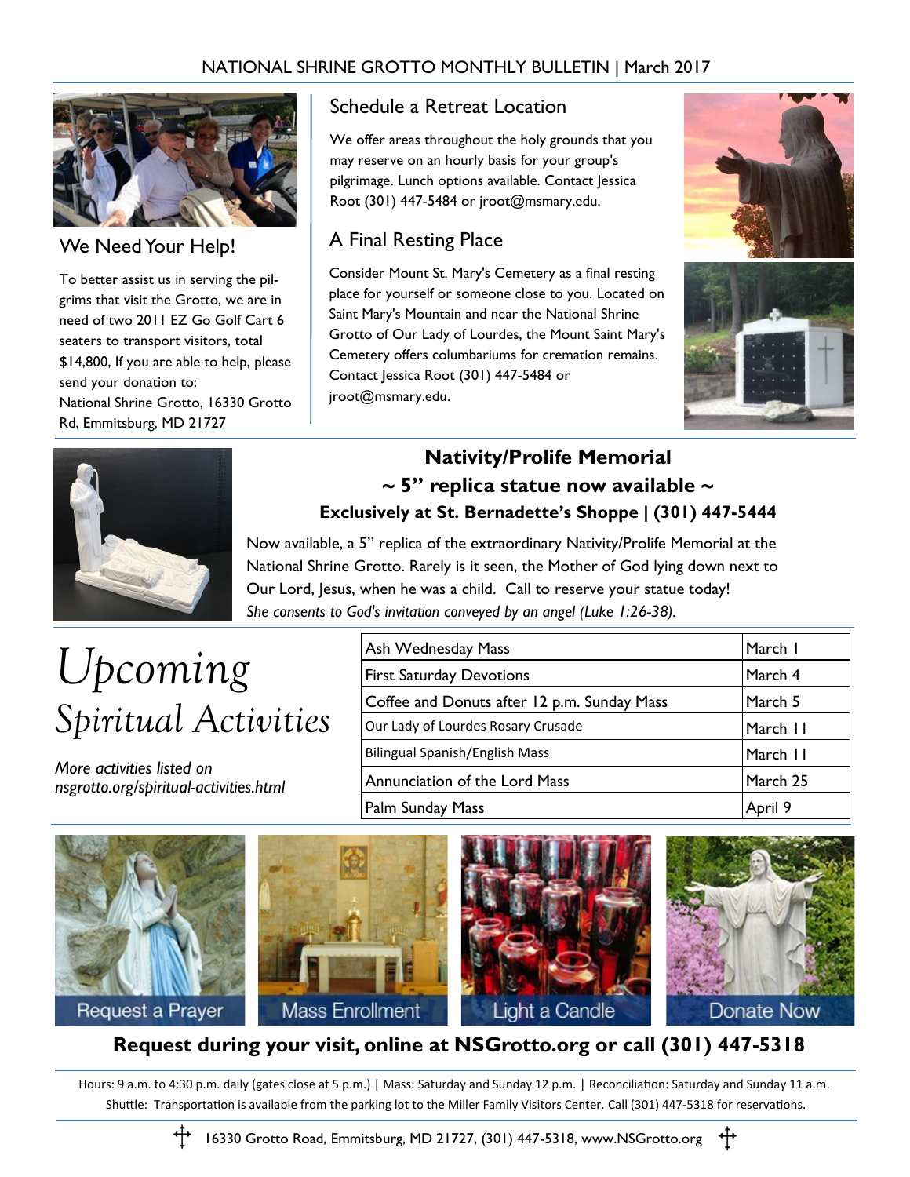NATIONAL SHRINE GROTTO MONTHLY BULLETIN | March 2017

## We Need Your Help!

To better assist us in serving the pilgrims that visit the Grotto, we are in need of two 2011 EZ Go Golf Cart 6 seaters to transport visitors, total $14,800, If you are able to help, please send your donation to:
National Shrine Grotto, 16330 Grotto Rd, Emmitsburg, MD 21727

## Schedule a Retreat Location

We offer areas throughout the holy grounds that you may reserve on an hourly basis for your group's pilgrimage. Lunch options available. Contact Jessica Root (301) 447-5484 or jroot@msmary.edu.

## A Final Resting Place

Consider Mount St. Mary's Cemetery as a final resting place for yourself or someone close to you. Located on Saint Mary's Mountain and near the National Shrine Grotto of Our Lady of Lourdes, the Mount Saint Mary's Cemetery offers columbariums for cremation remains. Contact Jessica Root (301) 447-5484 or jroot@msmary.edu.

## Nativity/Prolife Memorial

**~ 5" replica statue now available ~**

**Exclusively at St. Bernadette's Shoppe | (301) 447-5444**

Now available, a 5" replica of the extraordinary Nativity/Prolife Memorial at the National Shrine Grotto. Rarely is it seen, the Mother of God lying down next to Our Lord, Jesus, when he was a child. Call to reserve your statue today!
*She consents to God's invitation conveyed by an angel (Luke 1:26-38).*

## *Upcoming Spiritual Activities*

*More activities listed on nsgrotto.org/spiritual-activities.html*

| | |
|---|---|
| Ash Wednesday Mass | March 1 |
| First Saturday Devotions | March 4 |
| Coffee and Donuts after 12 p.m. Sunday Mass | March 5 |
| Our Lady of Lourdes Rosary Crusade | March 11 |
| Bilingual Spanish/English Mass | March 11 |
| Annunciation of the Lord Mass | March 25 |
| Palm Sunday Mass | April 9 |

Request a Prayer | Mass Enrollment | Light a Candle | Donate Now

**Request during your visit, online at NSGrotto.org or call (301) 447-5318**

Hours: 9 a.m. to 4:30 p.m. daily (gates close at 5 p.m.) | Mass: Saturday and Sunday 12 p.m. | Reconciliation: Saturday and Sunday 11 a.m.
Shuttle: Transportation is available from the parking lot to the Miller Family Visitors Center. Call (301) 447-5318 for reservations.

16330 Grotto Road, Emmitsburg, MD 21727, (301) 447-5318, www.NSGrotto.org